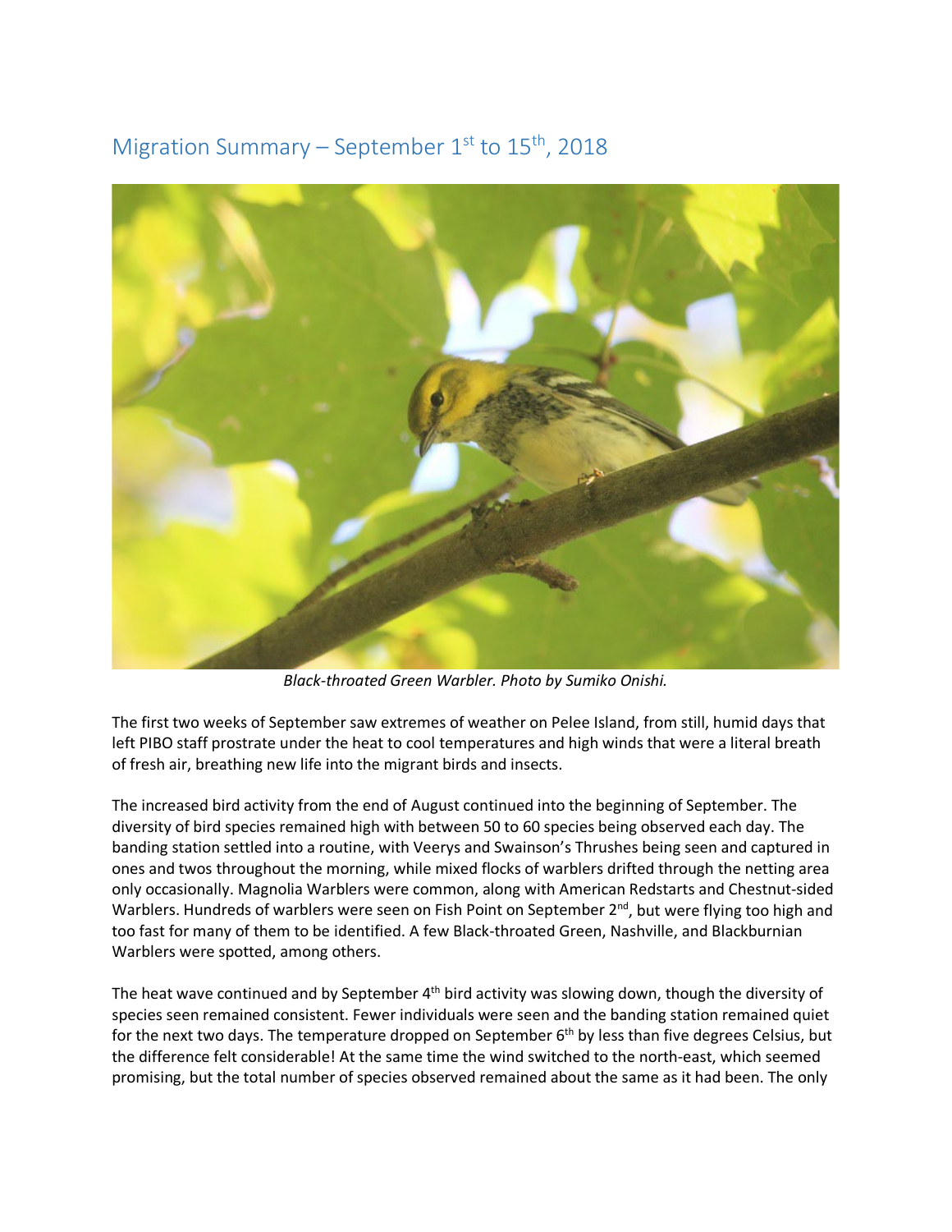# Migration Summary – September 1st to 15th, 2018

*Black-throated Green Warbler. Photo by Sumiko Onishi.*

The first two weeks of September saw extremes of weather on Pelee Island, from still, humid days that left PIBO staff prostrate under the heat to cool temperatures and high winds that were a literal breath of fresh air, breathing new life into the migrant birds and insects.

The increased bird activity from the end of August continued into the beginning of September. The diversity of bird species remained high with between 50 to 60 species being observed each day. The banding station settled into a routine, with Veerys and Swainson's Thrushes being seen and captured in ones and twos throughout the morning, while mixed flocks of warblers drifted through the netting area only occasionally. Magnolia Warblers were common, along with American Redstarts and Chestnut-sided Warblers. Hundreds of warblers were seen on Fish Point on September 2nd, but were flying too high and too fast for many of them to be identified. A few Black-throated Green, Nashville, and Blackburnian Warblers were spotted, among others.

The heat wave continued and by September 4th bird activity was slowing down, though the diversity of species seen remained consistent. Fewer individuals were seen and the banding station remained quiet for the next two days. The temperature dropped on September 6th by less than five degrees Celsius, but the difference felt considerable! At the same time the wind switched to the north-east, which seemed promising, but the total number of species observed remained about the same as it had been. The only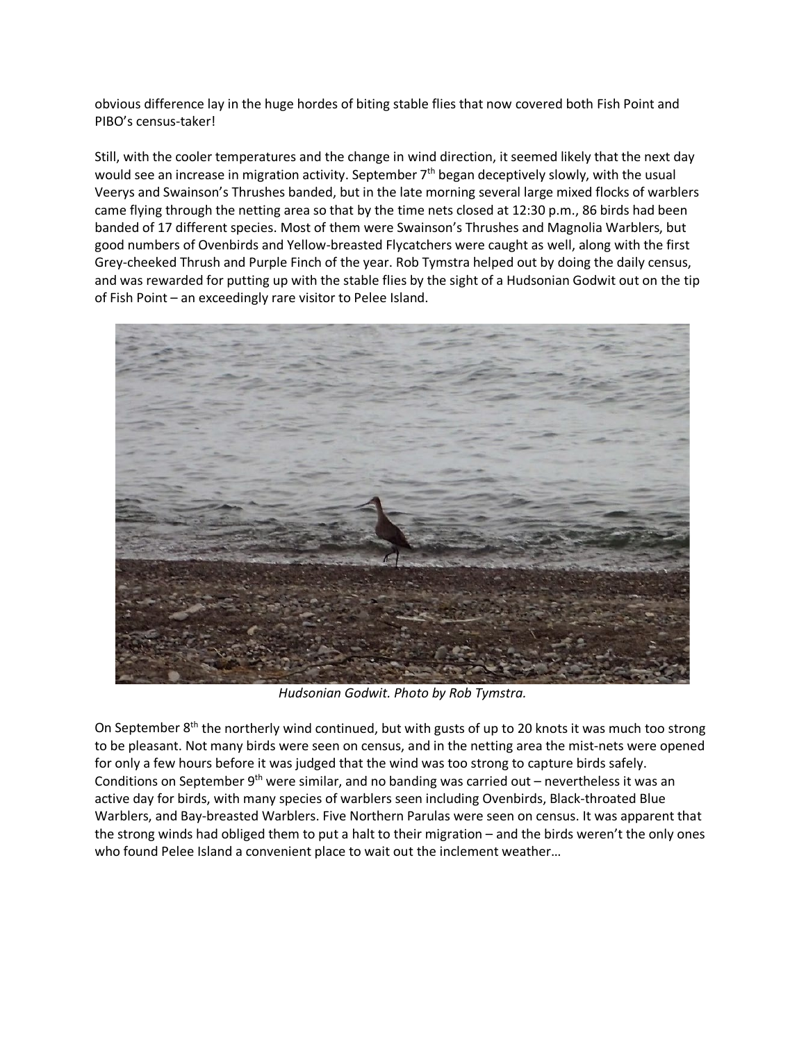obvious difference lay in the huge hordes of biting stable flies that now covered both Fish Point and PIBO's census-taker!

Still, with the cooler temperatures and the change in wind direction, it seemed likely that the next day would see an increase in migration activity. September 7th began deceptively slowly, with the usual Veerys and Swainson's Thrushes banded, but in the late morning several large mixed flocks of warblers came flying through the netting area so that by the time nets closed at 12:30 p.m., 86 birds had been banded of 17 different species. Most of them were Swainson's Thrushes and Magnolia Warblers, but good numbers of Ovenbirds and Yellow-breasted Flycatchers were caught as well, along with the first Grey-cheeked Thrush and Purple Finch of the year. Rob Tymstra helped out by doing the daily census, and was rewarded for putting up with the stable flies by the sight of a Hudsonian Godwit out on the tip of Fish Point – an exceedingly rare visitor to Pelee Island.

*Hudsonian Godwit. Photo by Rob Tymstra.*

On September 8th the northerly wind continued, but with gusts of up to 20 knots it was much too strong to be pleasant. Not many birds were seen on census, and in the netting area the mist-nets were opened for only a few hours before it was judged that the wind was too strong to capture birds safely. Conditions on September 9th were similar, and no banding was carried out – nevertheless it was an active day for birds, with many species of warblers seen including Ovenbirds, Black-throated Blue Warblers, and Bay-breasted Warblers. Five Northern Parulas were seen on census. It was apparent that the strong winds had obliged them to put a halt to their migration – and the birds weren't the only ones who found Pelee Island a convenient place to wait out the inclement weather…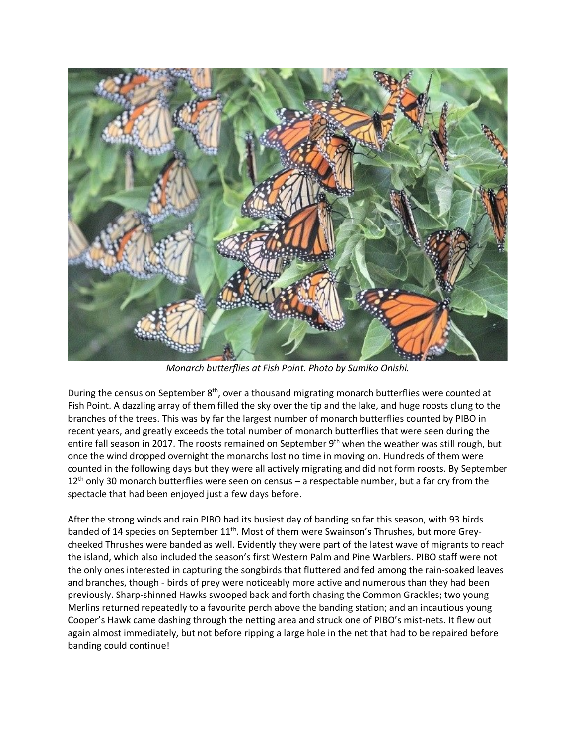*Monarch butterflies at Fish Point. Photo by Sumiko Onishi.*

During the census on September 8th, over a thousand migrating monarch butterflies were counted at Fish Point. A dazzling array of them filled the sky over the tip and the lake, and huge roosts clung to the branches of the trees. This was by far the largest number of monarch butterflies counted by PIBO in recent years, and greatly exceeds the total number of monarch butterflies that were seen during the entire fall season in 2017. The roosts remained on September 9th when the weather was still rough, but once the wind dropped overnight the monarchs lost no time in moving on. Hundreds of them were counted in the following days but they were all actively migrating and did not form roosts. By September 12th only 30 monarch butterflies were seen on census – a respectable number, but a far cry from the spectacle that had been enjoyed just a few days before.

After the strong winds and rain PIBO had its busiest day of banding so far this season, with 93 birds banded of 14 species on September 11th. Most of them were Swainson's Thrushes, but more Grey-cheeked Thrushes were banded as well. Evidently they were part of the latest wave of migrants to reach the island, which also included the season's first Western Palm and Pine Warblers. PIBO staff were not the only ones interested in capturing the songbirds that fluttered and fed among the rain-soaked leaves and branches, though - birds of prey were noticeably more active and numerous than they had been previously. Sharp-shinned Hawks swooped back and forth chasing the Common Grackles; two young Merlins returned repeatedly to a favourite perch above the banding station; and an incautious young Cooper's Hawk came dashing through the netting area and struck one of PIBO's mist-nets. It flew out again almost immediately, but not before ripping a large hole in the net that had to be repaired before banding could continue!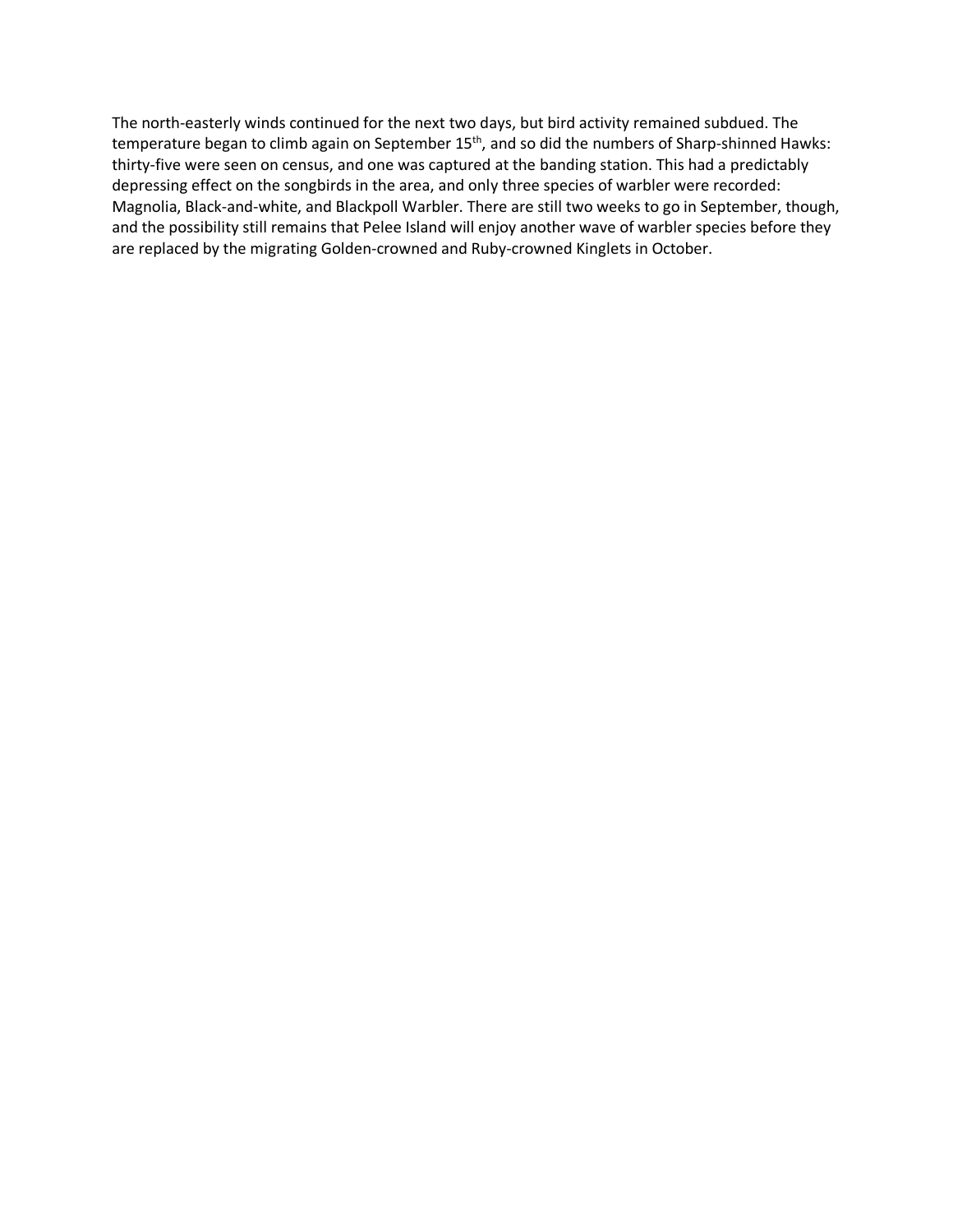The north-easterly winds continued for the next two days, but bird activity remained subdued. The temperature began to climb again on September 15th, and so did the numbers of Sharp-shinned Hawks: thirty-five were seen on census, and one was captured at the banding station. This had a predictably depressing effect on the songbirds in the area, and only three species of warbler were recorded: Magnolia, Black-and-white, and Blackpoll Warbler. There are still two weeks to go in September, though, and the possibility still remains that Pelee Island will enjoy another wave of warbler species before they are replaced by the migrating Golden-crowned and Ruby-crowned Kinglets in October.